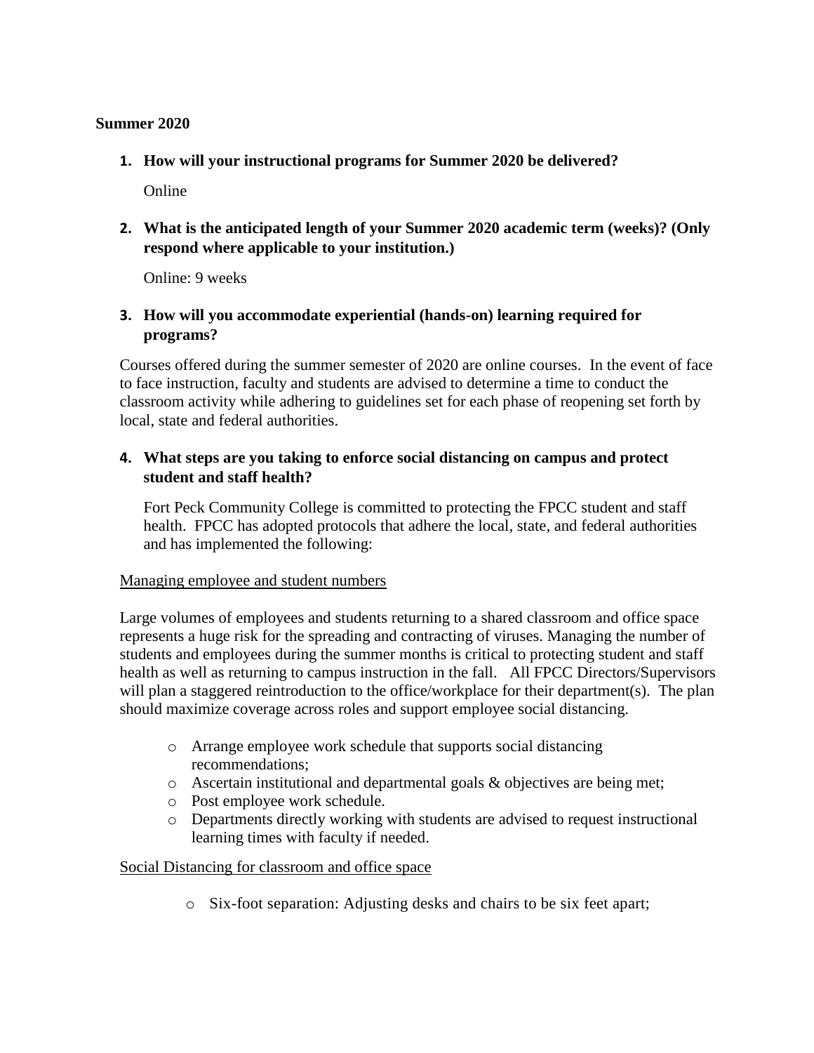**Summer 2020**

1. **How will your instructional programs for Summer 2020 be delivered?**

   Online

2. **What is the anticipated length of your Summer 2020 academic term (weeks)? (Only respond where applicable to your institution.)**

   Online: 9 weeks

3. **How will you accommodate experiential (hands-on) learning required for programs?**

Courses offered during the summer semester of 2020 are online courses. In the event of face to face instruction, faculty and students are advised to determine a time to conduct the classroom activity while adhering to guidelines set for each phase of reopening set forth by local, state and federal authorities.

4. **What steps are you taking to enforce social distancing on campus and protect student and staff health?**

   Fort Peck Community College is committed to protecting the FPCC student and staff health. FPCC has adopted protocols that adhere the local, state, and federal authorities and has implemented the following:

Managing employee and student numbers

Large volumes of employees and students returning to a shared classroom and office space represents a huge risk for the spreading and contracting of viruses. Managing the number of students and employees during the summer months is critical to protecting student and staff health as well as returning to campus instruction in the fall. All FPCC Directors/Supervisors will plan a staggered reintroduction to the office/workplace for their department(s). The plan should maximize coverage across roles and support employee social distancing.

- Arrange employee work schedule that supports social distancing recommendations;
- Ascertain institutional and departmental goals & objectives are being met;
- Post employee work schedule.
- Departments directly working with students are advised to request instructional learning times with faculty if needed.

Social Distancing for classroom and office space

- Six-foot separation: Adjusting desks and chairs to be six feet apart;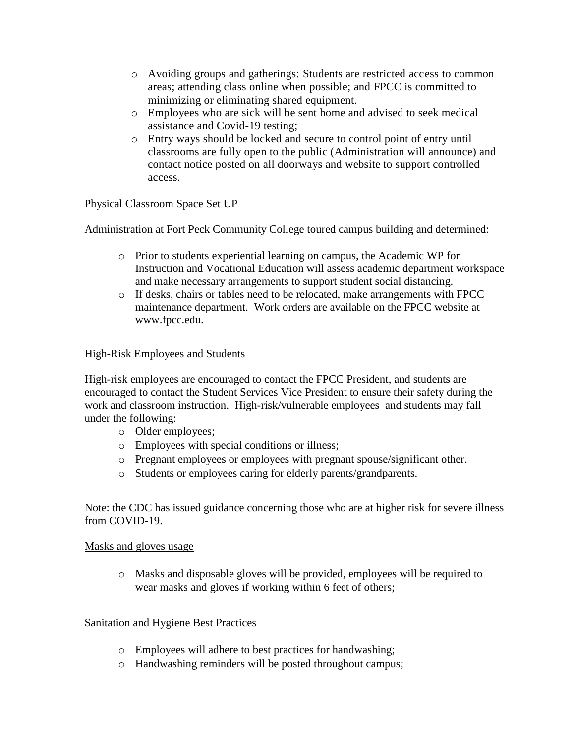- Avoiding groups and gatherings: Students are restricted access to common areas; attending class online when possible; and FPCC is committed to minimizing or eliminating shared equipment.
- Employees who are sick will be sent home and advised to seek medical assistance and Covid-19 testing;
- Entry ways should be locked and secure to control point of entry until classrooms are fully open to the public (Administration will announce) and contact notice posted on all doorways and website to support controlled access.

<u>Physical Classroom Space Set UP</u>

Administration at Fort Peck Community College toured campus building and determined:

- Prior to students experiential learning on campus, the Academic WP for Instruction and Vocational Education will assess academic department workspace and make necessary arrangements to support student social distancing.
- If desks, chairs or tables need to be relocated, make arrangements with FPCC maintenance department. Work orders are available on the FPCC website at www.fpcc.edu.

<u>High-Risk Employees and Students</u>

High-risk employees are encouraged to contact the FPCC President, and students are encouraged to contact the Student Services Vice President to ensure their safety during the work and classroom instruction. High-risk/vulnerable employees and students may fall under the following:

- Older employees;
- Employees with special conditions or illness;
- Pregnant employees or employees with pregnant spouse/significant other.
- Students or employees caring for elderly parents/grandparents.

Note: the CDC has issued guidance concerning those who are at higher risk for severe illness from COVID-19.

<u>Masks and gloves usage</u>

- Masks and disposable gloves will be provided, employees will be required to wear masks and gloves if working within 6 feet of others;

<u>Sanitation and Hygiene Best Practices</u>

- Employees will adhere to best practices for handwashing;
- Handwashing reminders will be posted throughout campus;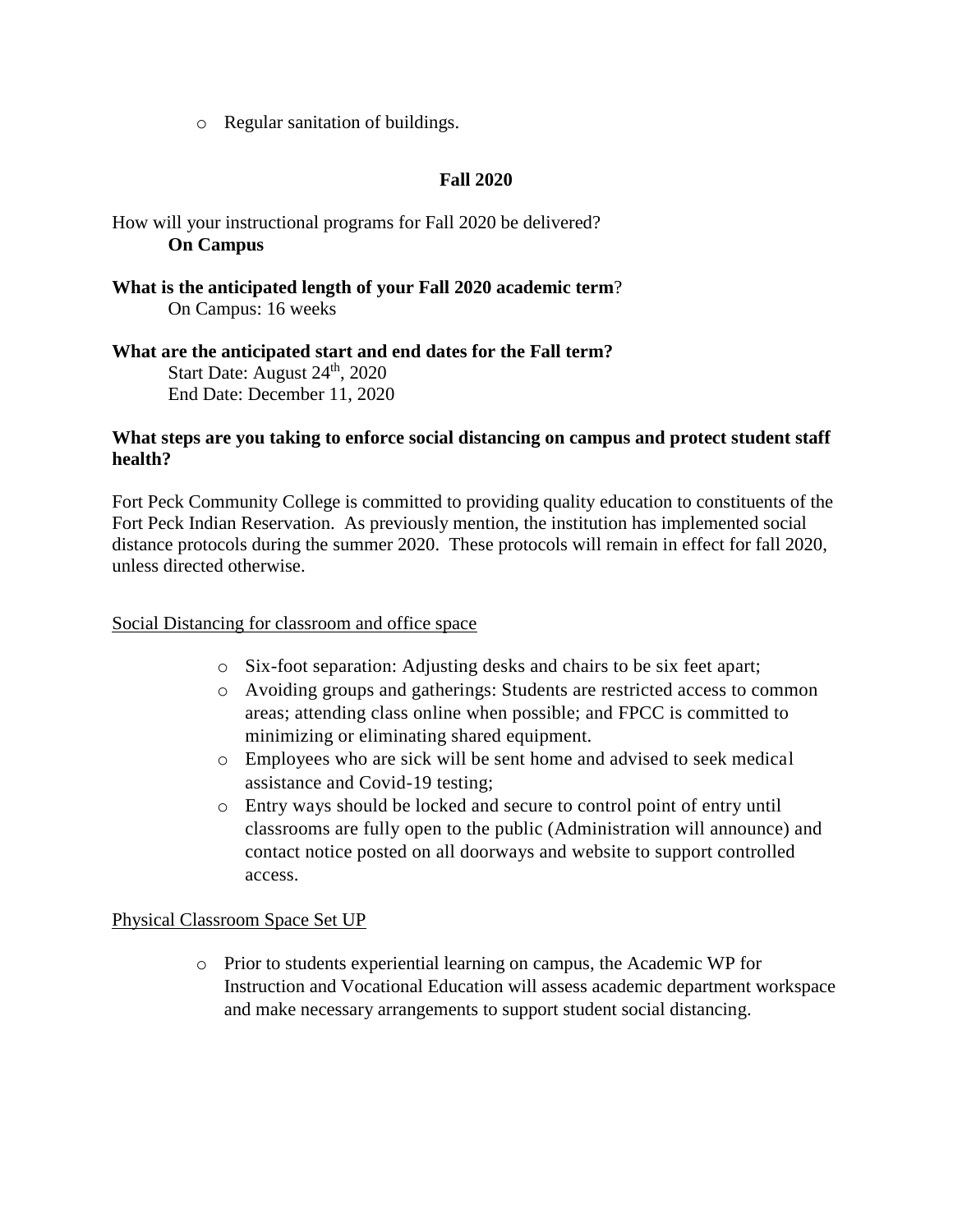- Regular sanitation of buildings.

## Fall 2020

How will your instructional programs for Fall 2020 be delivered?

**On Campus**

**What is the anticipated length of your Fall 2020 academic term**?

On Campus: 16 weeks

**What are the anticipated start and end dates for the Fall term?**

Start Date: August 24th, 2020
End Date: December 11, 2020

**What steps are you taking to enforce social distancing on campus and protect student staff health?**

Fort Peck Community College is committed to providing quality education to constituents of the Fort Peck Indian Reservation. As previously mention, the institution has implemented social distance protocols during the summer 2020. These protocols will remain in effect for fall 2020, unless directed otherwise.

Social Distancing for classroom and office space

- Six-foot separation: Adjusting desks and chairs to be six feet apart;
- Avoiding groups and gatherings: Students are restricted access to common areas; attending class online when possible; and FPCC is committed to minimizing or eliminating shared equipment.
- Employees who are sick will be sent home and advised to seek medical assistance and Covid-19 testing;
- Entry ways should be locked and secure to control point of entry until classrooms are fully open to the public (Administration will announce) and contact notice posted on all doorways and website to support controlled access.

Physical Classroom Space Set UP

- Prior to students experiential learning on campus, the Academic WP for Instruction and Vocational Education will assess academic department workspace and make necessary arrangements to support student social distancing.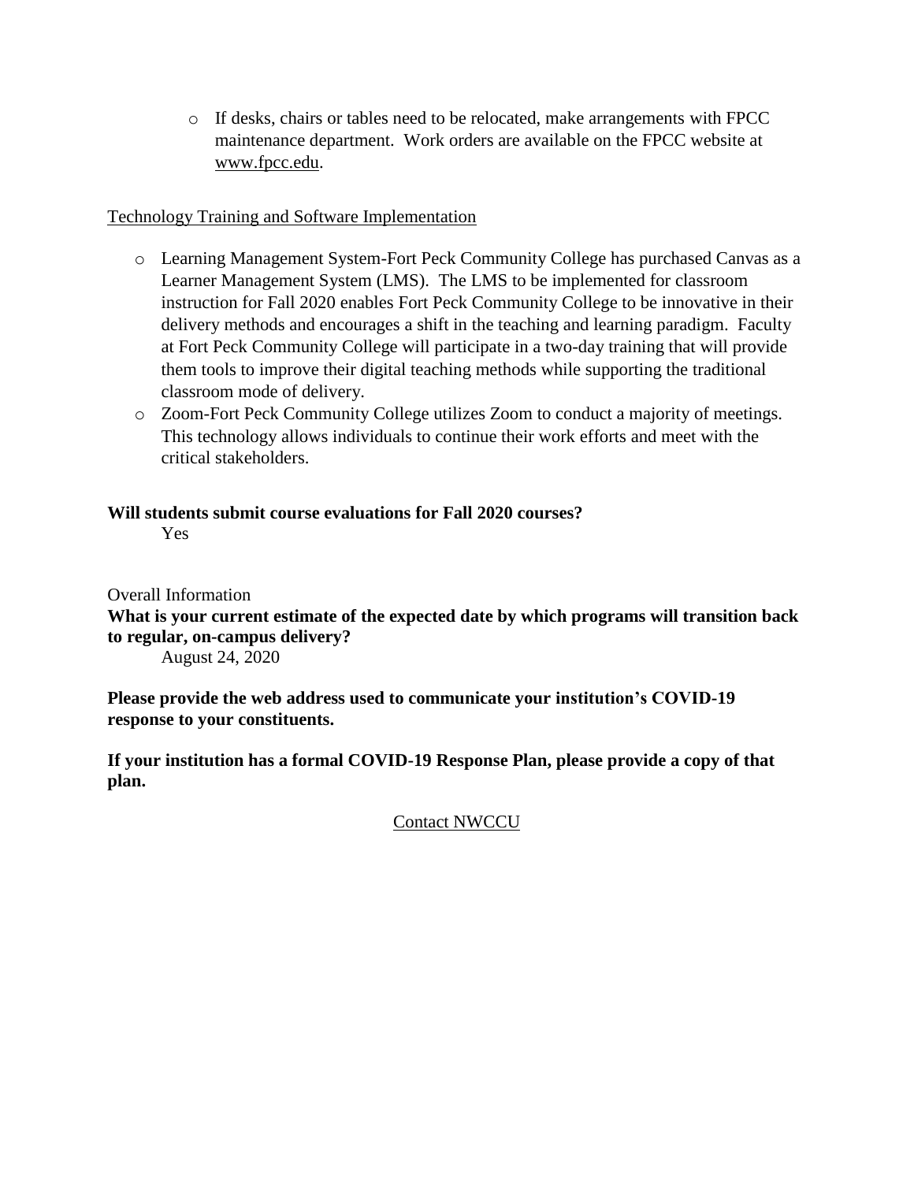- If desks, chairs or tables need to be relocated, make arrangements with FPCC maintenance department. Work orders are available on the FPCC website at www.fpcc.edu.

Technology Training and Software Implementation

- Learning Management System-Fort Peck Community College has purchased Canvas as a Learner Management System (LMS). The LMS to be implemented for classroom instruction for Fall 2020 enables Fort Peck Community College to be innovative in their delivery methods and encourages a shift in the teaching and learning paradigm. Faculty at Fort Peck Community College will participate in a two-day training that will provide them tools to improve their digital teaching methods while supporting the traditional classroom mode of delivery.
- Zoom-Fort Peck Community College utilizes Zoom to conduct a majority of meetings. This technology allows individuals to continue their work efforts and meet with the critical stakeholders.

**Will students submit course evaluations for Fall 2020 courses?**

Yes

Overall Information

**What is your current estimate of the expected date by which programs will transition back to regular, on-campus delivery?**

August 24, 2020

**Please provide the web address used to communicate your institution's COVID-19 response to your constituents.**

**If your institution has a formal COVID-19 Response Plan, please provide a copy of that plan.**

Contact NWCCU